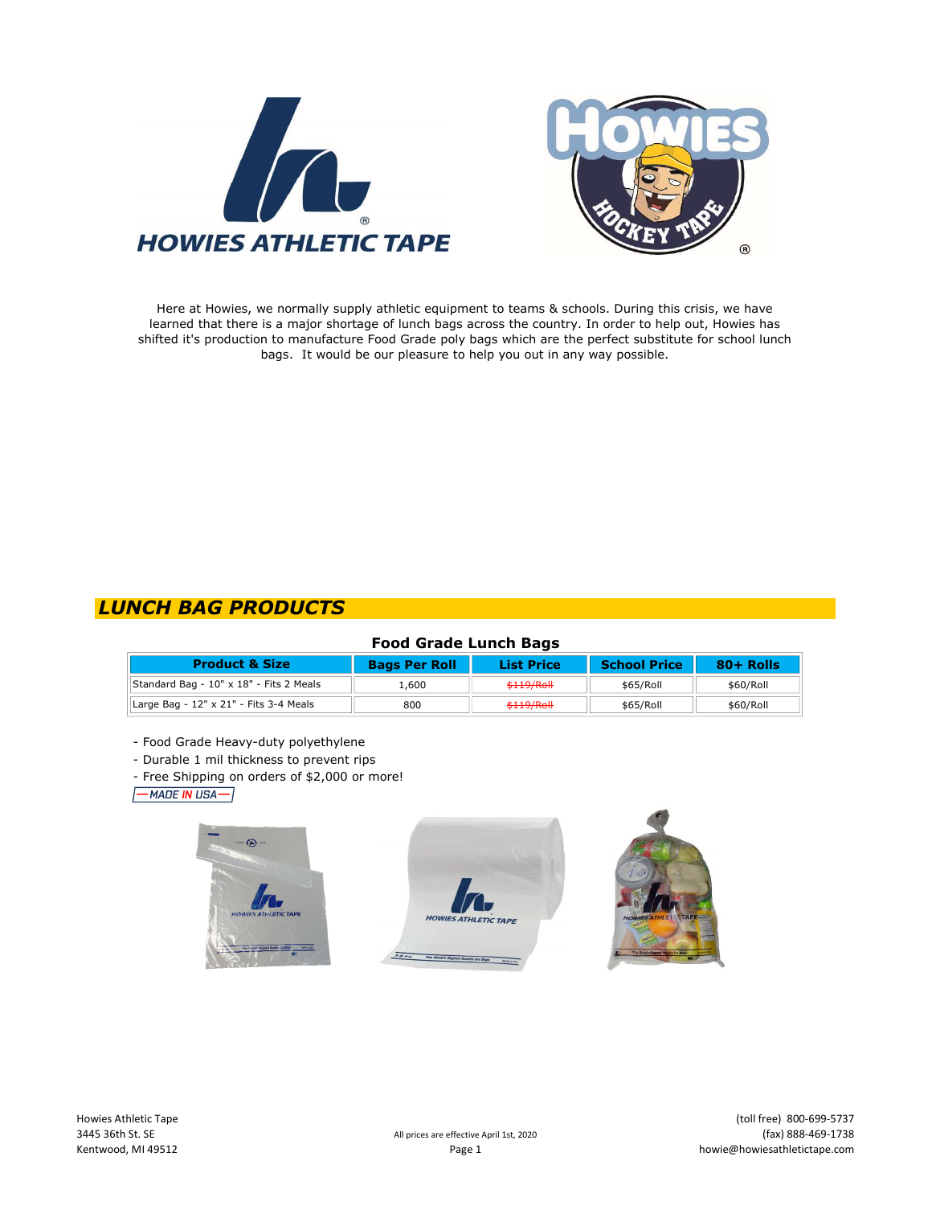HOWIES ATHLETIC TAPE

Here at Howies, we normally supply athletic equipment to teams & schools. During this crisis, we have learned that there is a major shortage of lunch bags across the country. In order to help out, Howies has shifted it's production to manufacture Food Grade poly bags which are the perfect substitute for school lunch bags. It would be our pleasure to help you out in any way possible.

## LUNCH BAG PRODUCTS

### Food Grade Lunch Bags

| Product & Size | Bags Per Roll | List Price | School Price | 80+ Rolls |
|---|---|---|---|---|
| Standard Bag - 10" x 18" - Fits 2 Meals | 1,600 | ~~$119/Roll~~ | $65/Roll | $60/Roll |
| Large Bag - 12" x 21" - Fits 3-4 Meals | 800 | ~~$119/Roll~~ | $65/Roll | $60/Roll |

- Food Grade Heavy-duty polyethylene
- Durable 1 mil thickness to prevent rips
- Free Shipping on orders of $2,000 or more!

MADE IN USA

Howies Athletic Tape
3445 36th St. SE
Kentwood, MI 49512

All prices are effective April 1st, 2020

(toll free) 800-699-5737
(fax) 888-469-1738
howie@howiesathletictape.com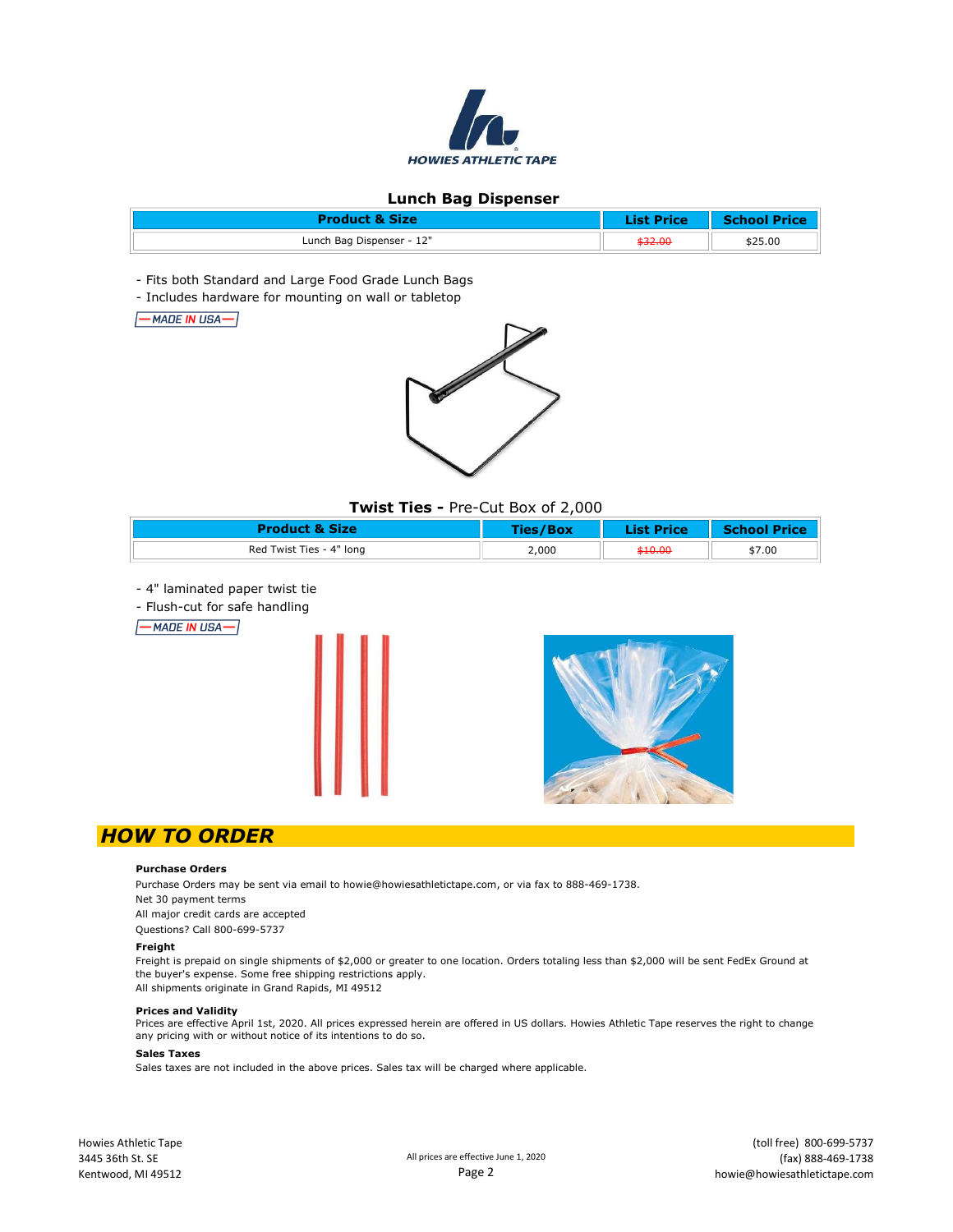HOWIES ATHLETIC TAPE

## Lunch Bag Dispenser

| Product & Size | List Price | School Price |
|---|---|---|
| Lunch Bag Dispenser - 12" | ~~$32.00~~ | $25.00 |

- Fits both Standard and Large Food Grade Lunch Bags
- Includes hardware for mounting on wall or tabletop

MADE IN USA

## Twist Ties - Pre-Cut Box of 2,000

| Product & Size | Ties/Box | List Price | School Price |
|---|---|---|---|
| Red Twist Ties - 4" long | 2,000 | ~~$10.00~~ | $7.00 |

- 4" laminated paper twist tie
- Flush-cut for safe handling

MADE IN USA

## *HOW TO ORDER*

**Purchase Orders**

Purchase Orders may be sent via email to howie@howiesathletictape.com, or via fax to 888-469-1738.

Net 30 payment terms

All major credit cards are accepted

Questions? Call 800-699-5737

**Freight**

Freight is prepaid on single shipments of $2,000 or greater to one location. Orders totaling less than $2,000 will be sent FedEx Ground at the buyer's expense. Some free shipping restrictions apply.

All shipments originate in Grand Rapids, MI 49512

**Prices and Validity**

Prices are effective April 1st, 2020. All prices expressed herein are offered in US dollars. Howies Athletic Tape reserves the right to change any pricing with or without notice of its intentions to do so.

**Sales Taxes**

Sales taxes are not included in the above prices. Sales tax will be charged where applicable.

Howies Athletic Tape
3445 36th St. SE
Kentwood, MI 49512

All prices are effective June 1, 2020

(toll free) 800-699-5737
(fax) 888-469-1738
howie@howiesathletictape.com